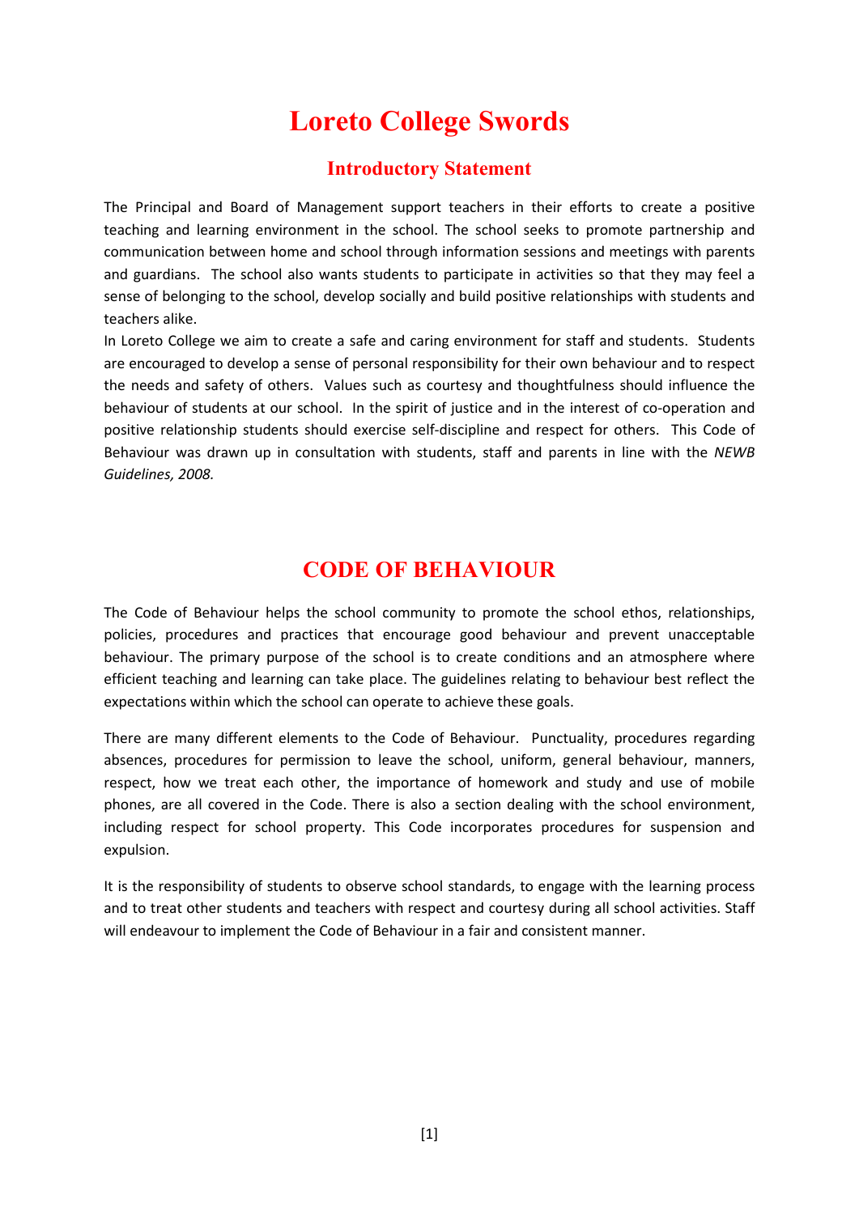# Loreto College Swords

## Introductory Statement

The Principal and Board of Management support teachers in their efforts to create a positive teaching and learning environment in the school. The school seeks to promote partnership and communication between home and school through information sessions and meetings with parents and guardians. The school also wants students to participate in activities so that they may feel a sense of belonging to the school, develop socially and build positive relationships with students and teachers alike.

In Loreto College we aim to create a safe and caring environment for staff and students. Students are encouraged to develop a sense of personal responsibility for their own behaviour and to respect the needs and safety of others. Values such as courtesy and thoughtfulness should influence the behaviour of students at our school. In the spirit of justice and in the interest of co-operation and positive relationship students should exercise self-discipline and respect for others. This Code of Behaviour was drawn up in consultation with students, staff and parents in line with the *NEWB Guidelines, 2008.*

## CODE OF BEHAVIOUR

The Code of Behaviour helps the school community to promote the school ethos, relationships, policies, procedures and practices that encourage good behaviour and prevent unacceptable behaviour. The primary purpose of the school is to create conditions and an atmosphere where efficient teaching and learning can take place. The guidelines relating to behaviour best reflect the expectations within which the school can operate to achieve these goals.

There are many different elements to the Code of Behaviour. Punctuality, procedures regarding absences, procedures for permission to leave the school, uniform, general behaviour, manners, respect, how we treat each other, the importance of homework and study and use of mobile phones, are all covered in the Code. There is also a section dealing with the school environment, including respect for school property. This Code incorporates procedures for suspension and expulsion.

It is the responsibility of students to observe school standards, to engage with the learning process and to treat other students and teachers with respect and courtesy during all school activities. Staff will endeavour to implement the Code of Behaviour in a fair and consistent manner.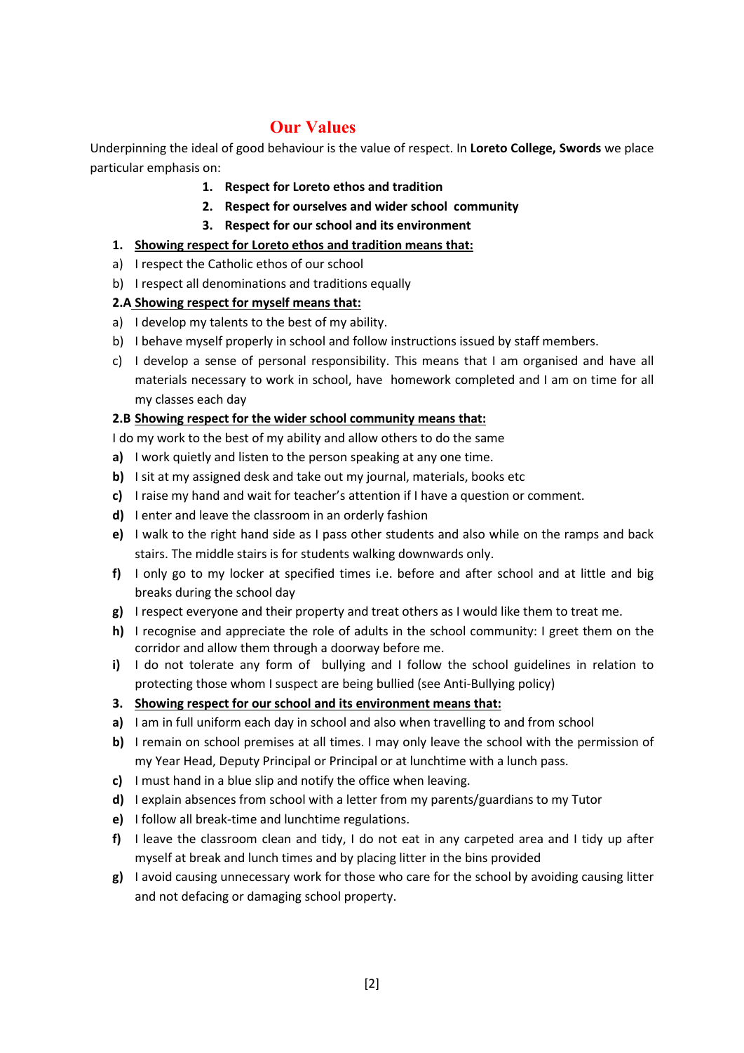# Our Values

Underpinning the ideal of good behaviour is the value of respect. In **Loreto College, Swords** we place particular emphasis on:

1. **Respect for Loreto ethos and tradition**
2. **Respect for ourselves and wider school community**
3. **Respect for our school and its environment**

**1. Showing respect for Loreto ethos and tradition means that:**

a) I respect the Catholic ethos of our school
b) I respect all denominations and traditions equally

**2.A Showing respect for myself means that:**

a) I develop my talents to the best of my ability.
b) I behave myself properly in school and follow instructions issued by staff members.
c) I develop a sense of personal responsibility. This means that I am organised and have all materials necessary to work in school, have homework completed and I am on time for all my classes each day

**2.B Showing respect for the wider school community means that:**

I do my work to the best of my ability and allow others to do the same

**a)** I work quietly and listen to the person speaking at any one time.
**b)** I sit at my assigned desk and take out my journal, materials, books etc
**c)** I raise my hand and wait for teacher's attention if I have a question or comment.
**d)** I enter and leave the classroom in an orderly fashion
**e)** I walk to the right hand side as I pass other students and also while on the ramps and back stairs. The middle stairs is for students walking downwards only.
**f)** I only go to my locker at specified times i.e. before and after school and at little and big breaks during the school day
**g)** I respect everyone and their property and treat others as I would like them to treat me.
**h)** I recognise and appreciate the role of adults in the school community: I greet them on the corridor and allow them through a doorway before me.
**i)** I do not tolerate any form of bullying and I follow the school guidelines in relation to protecting those whom I suspect are being bullied (see Anti-Bullying policy)

**3. Showing respect for our school and its environment means that:**

**a)** I am in full uniform each day in school and also when travelling to and from school
**b)** I remain on school premises at all times. I may only leave the school with the permission of my Year Head, Deputy Principal or Principal or at lunchtime with a lunch pass.
**c)** I must hand in a blue slip and notify the office when leaving.
**d)** I explain absences from school with a letter from my parents/guardians to my Tutor
**e)** I follow all break-time and lunchtime regulations.
**f)** I leave the classroom clean and tidy, I do not eat in any carpeted area and I tidy up after myself at break and lunch times and by placing litter in the bins provided
**g)** I avoid causing unnecessary work for those who care for the school by avoiding causing litter and not defacing or damaging school property.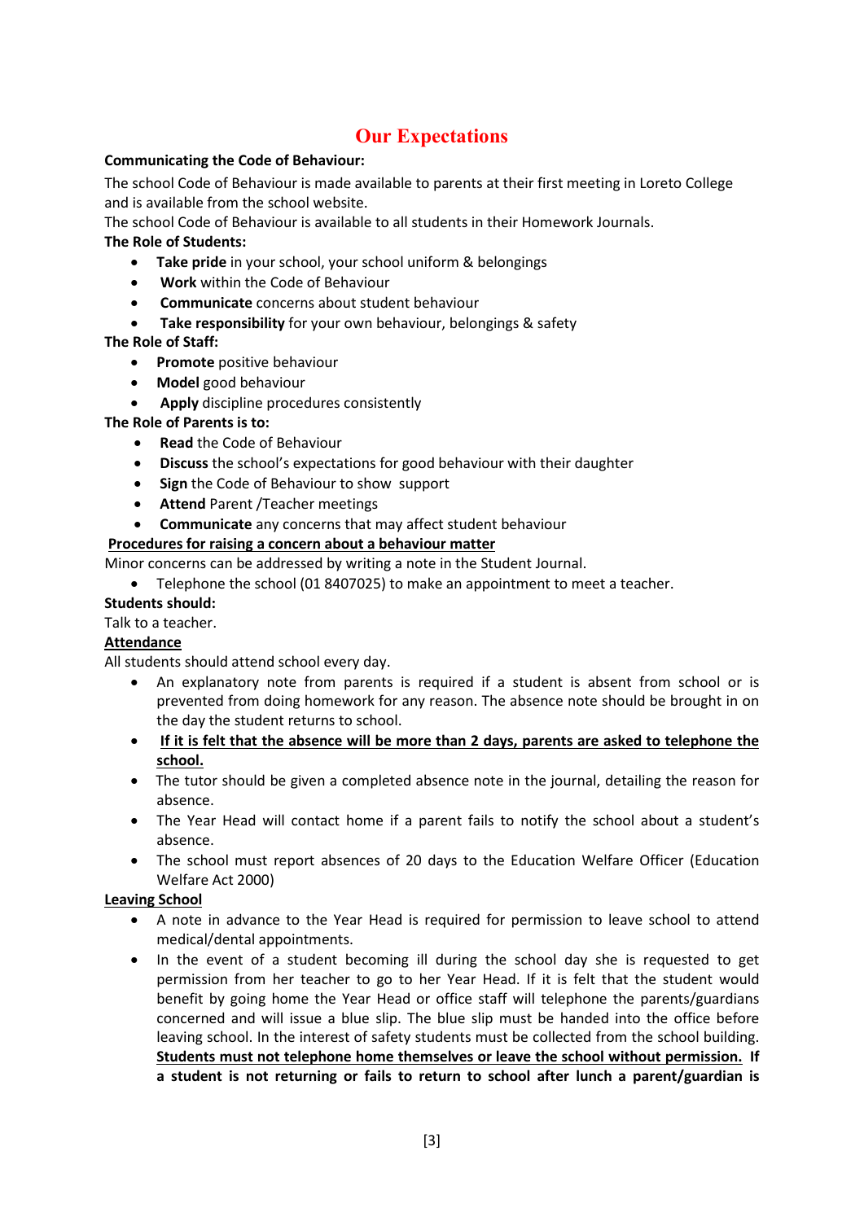# Our Expectations

**Communicating the Code of Behaviour:**

The school Code of Behaviour is made available to parents at their first meeting in Loreto College and is available from the school website.

The school Code of Behaviour is available to all students in their Homework Journals.

**The Role of Students:**

- **Take pride** in your school, your school uniform & belongings
- **Work** within the Code of Behaviour
- **Communicate** concerns about student behaviour
- **Take responsibility** for your own behaviour, belongings & safety

**The Role of Staff:**

- **Promote** positive behaviour
- **Model** good behaviour
- **Apply** discipline procedures consistently

**The Role of Parents is to:**

- **Read** the Code of Behaviour
- **Discuss** the school's expectations for good behaviour with their daughter
- **Sign** the Code of Behaviour to show support
- **Attend** Parent /Teacher meetings
- **Communicate** any concerns that may affect student behaviour

**Procedures for raising a concern about a behaviour matter**

Minor concerns can be addressed by writing a note in the Student Journal.

- Telephone the school (01 8407025) to make an appointment to meet a teacher.

**Students should:**

Talk to a teacher.

**Attendance**

All students should attend school every day.

- An explanatory note from parents is required if a student is absent from school or is prevented from doing homework for any reason. The absence note should be brought in on the day the student returns to school.
- **If it is felt that the absence will be more than 2 days, parents are asked to telephone the school.**
- The tutor should be given a completed absence note in the journal, detailing the reason for absence.
- The Year Head will contact home if a parent fails to notify the school about a student's absence.
- The school must report absences of 20 days to the Education Welfare Officer (Education Welfare Act 2000)

**Leaving School**

- A note in advance to the Year Head is required for permission to leave school to attend medical/dental appointments.
- In the event of a student becoming ill during the school day she is requested to get permission from her teacher to go to her Year Head. If it is felt that the student would benefit by going home the Year Head or office staff will telephone the parents/guardians concerned and will issue a blue slip. The blue slip must be handed into the office before leaving school. In the interest of safety students must be collected from the school building. **Students must not telephone home themselves or leave the school without permission. If a student is not returning or fails to return to school after lunch a parent/guardian is**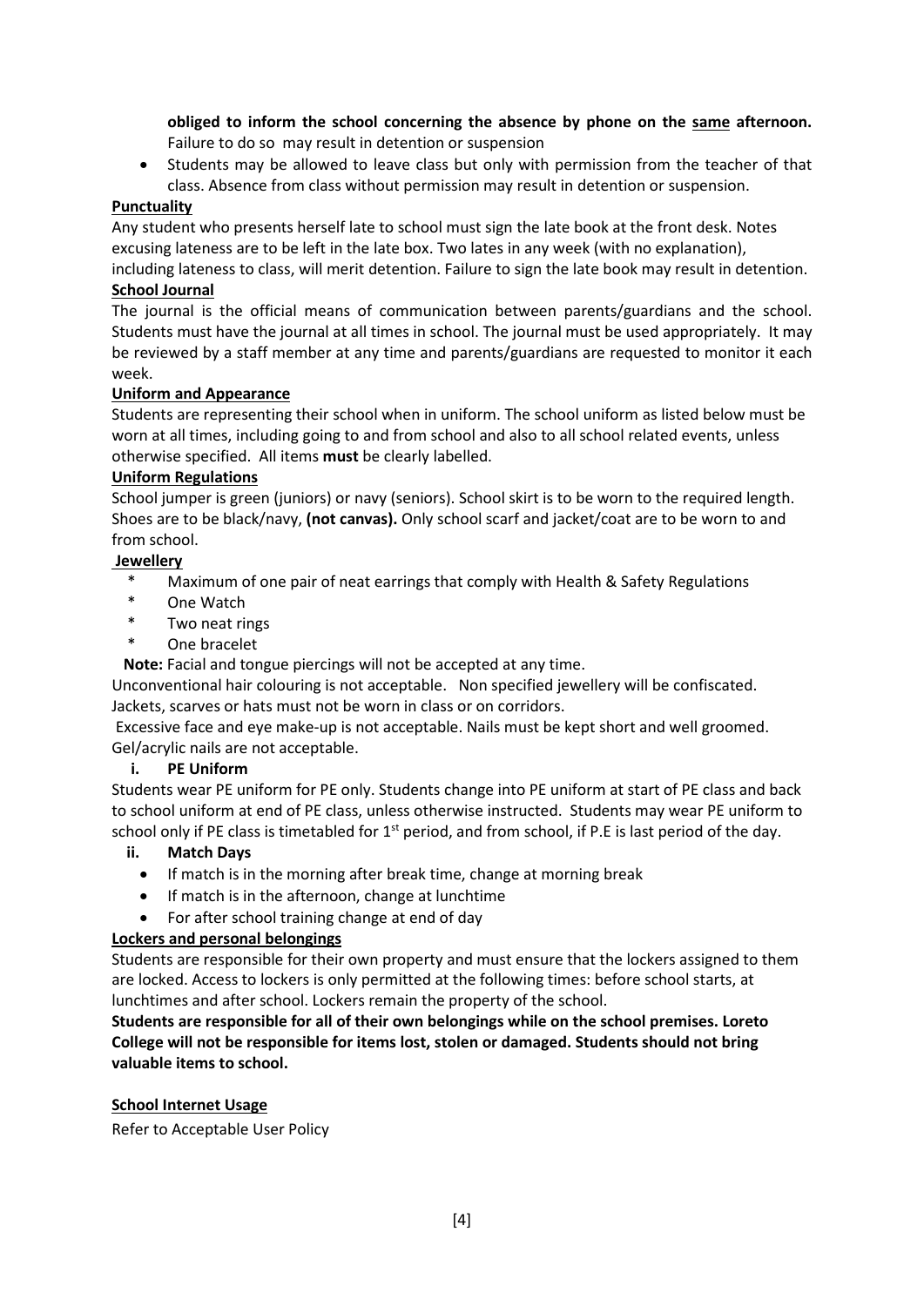**obliged to inform the school concerning the absence by phone on the same afternoon.** Failure to do so may result in detention or suspension

- Students may be allowed to leave class but only with permission from the teacher of that class. Absence from class without permission may result in detention or suspension.

**Punctuality**

Any student who presents herself late to school must sign the late book at the front desk. Notes excusing lateness are to be left in the late box. Two lates in any week (with no explanation), including lateness to class, will merit detention. Failure to sign the late book may result in detention.

**School Journal**

The journal is the official means of communication between parents/guardians and the school. Students must have the journal at all times in school. The journal must be used appropriately. It may be reviewed by a staff member at any time and parents/guardians are requested to monitor it each week.

**Uniform and Appearance**

Students are representing their school when in uniform. The school uniform as listed below must be worn at all times, including going to and from school and also to all school related events, unless otherwise specified. All items **must** be clearly labelled.

**Uniform Regulations**

School jumper is green (juniors) or navy (seniors). School skirt is to be worn to the required length. Shoes are to be black/navy, **(not canvas).** Only school scarf and jacket/coat are to be worn to and from school.

**Jewellery**

- Maximum of one pair of neat earrings that comply with Health & Safety Regulations
- One Watch
- Two neat rings
- One bracelet

**Note:** Facial and tongue piercings will not be accepted at any time.

Unconventional hair colouring is not acceptable. Non specified jewellery will be confiscated. Jackets, scarves or hats must not be worn in class or on corridors.

Excessive face and eye make-up is not acceptable. Nails must be kept short and well groomed. Gel/acrylic nails are not acceptable.

**i. PE Uniform**

Students wear PE uniform for PE only. Students change into PE uniform at start of PE class and back to school uniform at end of PE class, unless otherwise instructed. Students may wear PE uniform to school only if PE class is timetabled for 1st period, and from school, if P.E is last period of the day.

**ii. Match Days**

- If match is in the morning after break time, change at morning break
- If match is in the afternoon, change at lunchtime
- For after school training change at end of day

**Lockers and personal belongings**

Students are responsible for their own property and must ensure that the lockers assigned to them are locked. Access to lockers is only permitted at the following times: before school starts, at lunchtimes and after school. Lockers remain the property of the school.

**Students are responsible for all of their own belongings while on the school premises. Loreto College will not be responsible for items lost, stolen or damaged. Students should not bring valuable items to school.**

**School Internet Usage**

Refer to Acceptable User Policy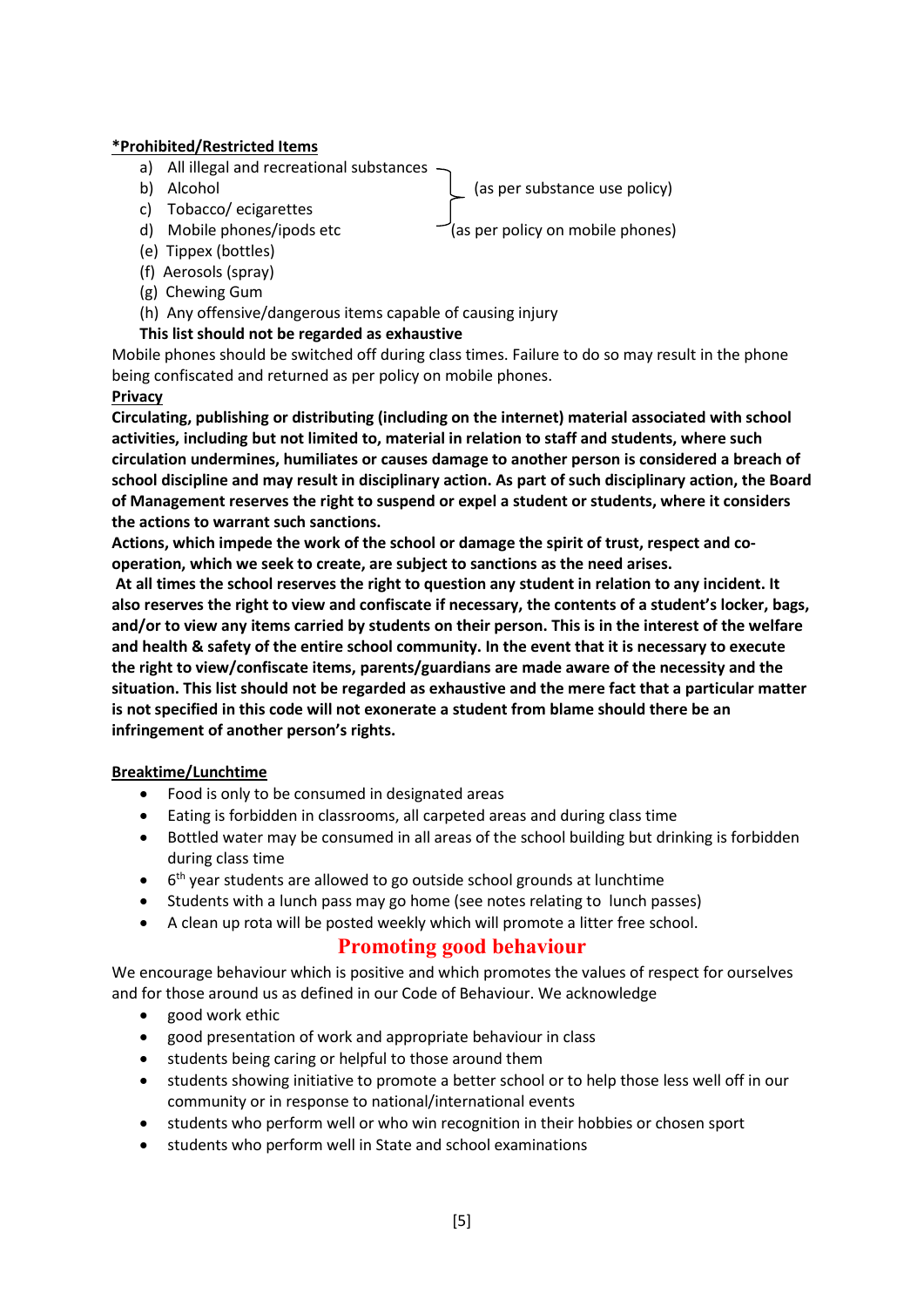**\*Prohibited/Restricted Items**

a) All illegal and recreational substances
b) Alcohol — (as per substance use policy)
c) Tobacco/ ecigarettes
d) Mobile phones/ipods etc — (as per policy on mobile phones)
(e) Tippex (bottles)
(f) Aerosols (spray)
(g) Chewing Gum
(h) Any offensive/dangerous items capable of causing injury

**This list should not be regarded as exhaustive**

Mobile phones should be switched off during class times. Failure to do so may result in the phone being confiscated and returned as per policy on mobile phones.

**Privacy**

**Circulating, publishing or distributing (including on the internet) material associated with school activities, including but not limited to, material in relation to staff and students, where such circulation undermines, humiliates or causes damage to another person is considered a breach of school discipline and may result in disciplinary action. As part of such disciplinary action, the Board of Management reserves the right to suspend or expel a student or students, where it considers the actions to warrant such sanctions.**

**Actions, which impede the work of the school or damage the spirit of trust, respect and co-operation, which we seek to create, are subject to sanctions as the need arises.**

**At all times the school reserves the right to question any student in relation to any incident. It also reserves the right to view and confiscate if necessary, the contents of a student's locker, bags, and/or to view any items carried by students on their person. This is in the interest of the welfare and health & safety of the entire school community. In the event that it is necessary to execute the right to view/confiscate items, parents/guardians are made aware of the necessity and the situation. This list should not be regarded as exhaustive and the mere fact that a particular matter is not specified in this code will not exonerate a student from blame should there be an infringement of another person's rights.**

**Breaktime/Lunchtime**

- Food is only to be consumed in designated areas
- Eating is forbidden in classrooms, all carpeted areas and during class time
- Bottled water may be consumed in all areas of the school building but drinking is forbidden during class time
- 6th year students are allowed to go outside school grounds at lunchtime
- Students with a lunch pass may go home (see notes relating to lunch passes)
- A clean up rota will be posted weekly which will promote a litter free school.

## Promoting good behaviour

We encourage behaviour which is positive and which promotes the values of respect for ourselves and for those around us as defined in our Code of Behaviour. We acknowledge

- good work ethic
- good presentation of work and appropriate behaviour in class
- students being caring or helpful to those around them
- students showing initiative to promote a better school or to help those less well off in our community or in response to national/international events
- students who perform well or who win recognition in their hobbies or chosen sport
- students who perform well in State and school examinations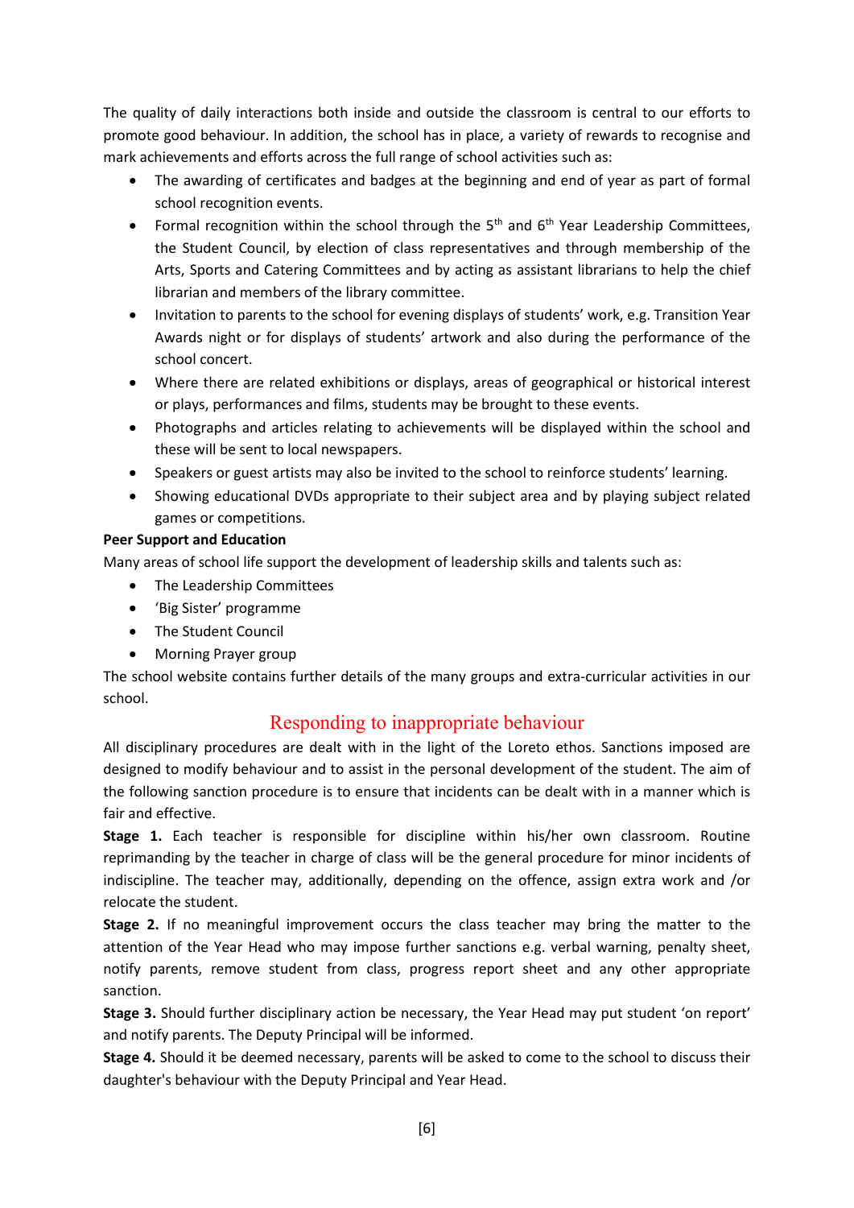The quality of daily interactions both inside and outside the classroom is central to our efforts to promote good behaviour. In addition, the school has in place, a variety of rewards to recognise and mark achievements and efforts across the full range of school activities such as:

- The awarding of certificates and badges at the beginning and end of year as part of formal school recognition events.
- Formal recognition within the school through the 5th and 6th Year Leadership Committees, the Student Council, by election of class representatives and through membership of the Arts, Sports and Catering Committees and by acting as assistant librarians to help the chief librarian and members of the library committee.
- Invitation to parents to the school for evening displays of students' work, e.g. Transition Year Awards night or for displays of students' artwork and also during the performance of the school concert.
- Where there are related exhibitions or displays, areas of geographical or historical interest or plays, performances and films, students may be brought to these events.
- Photographs and articles relating to achievements will be displayed within the school and these will be sent to local newspapers.
- Speakers or guest artists may also be invited to the school to reinforce students' learning.
- Showing educational DVDs appropriate to their subject area and by playing subject related games or competitions.

**Peer Support and Education**

Many areas of school life support the development of leadership skills and talents such as:

- The Leadership Committees
- 'Big Sister' programme
- The Student Council
- Morning Prayer group

The school website contains further details of the many groups and extra-curricular activities in our school.

## Responding to inappropriate behaviour

All disciplinary procedures are dealt with in the light of the Loreto ethos. Sanctions imposed are designed to modify behaviour and to assist in the personal development of the student. The aim of the following sanction procedure is to ensure that incidents can be dealt with in a manner which is fair and effective.

**Stage 1.** Each teacher is responsible for discipline within his/her own classroom. Routine reprimanding by the teacher in charge of class will be the general procedure for minor incidents of indiscipline. The teacher may, additionally, depending on the offence, assign extra work and /or relocate the student.

**Stage 2.** If no meaningful improvement occurs the class teacher may bring the matter to the attention of the Year Head who may impose further sanctions e.g. verbal warning, penalty sheet, notify parents, remove student from class, progress report sheet and any other appropriate sanction.

**Stage 3.** Should further disciplinary action be necessary, the Year Head may put student 'on report' and notify parents. The Deputy Principal will be informed.

**Stage 4.** Should it be deemed necessary, parents will be asked to come to the school to discuss their daughter's behaviour with the Deputy Principal and Year Head.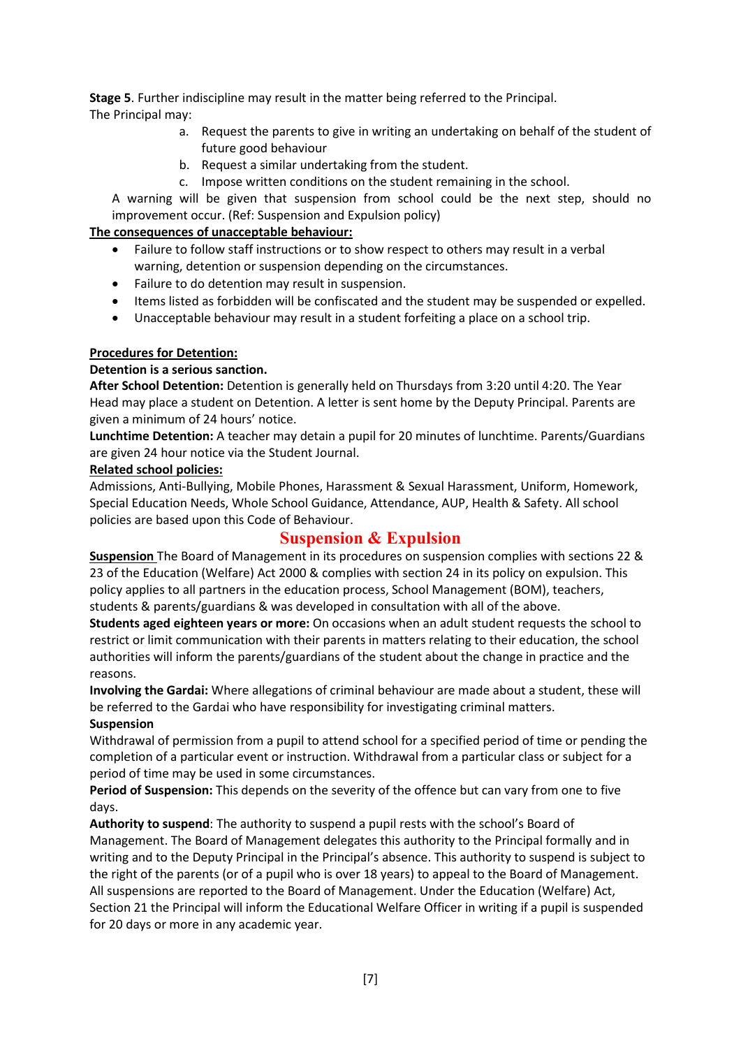**Stage 5**. Further indiscipline may result in the matter being referred to the Principal.
The Principal may:

a. Request the parents to give in writing an undertaking on behalf of the student of future good behaviour
b. Request a similar undertaking from the student.
c. Impose written conditions on the student remaining in the school.

A warning will be given that suspension from school could be the next step, should no improvement occur. (Ref: Suspension and Expulsion policy)

**The consequences of unacceptable behaviour:**

- Failure to follow staff instructions or to show respect to others may result in a verbal warning, detention or suspension depending on the circumstances.
- Failure to do detention may result in suspension.
- Items listed as forbidden will be confiscated and the student may be suspended or expelled.
- Unacceptable behaviour may result in a student forfeiting a place on a school trip.

**Procedures for Detention:**

**Detention is a serious sanction.**

**After School Detention:** Detention is generally held on Thursdays from 3:20 until 4:20. The Year Head may place a student on Detention. A letter is sent home by the Deputy Principal. Parents are given a minimum of 24 hours' notice.

**Lunchtime Detention:** A teacher may detain a pupil for 20 minutes of lunchtime. Parents/Guardians are given 24 hour notice via the Student Journal.

**Related school policies:**

Admissions, Anti-Bullying, Mobile Phones, Harassment & Sexual Harassment, Uniform, Homework, Special Education Needs, Whole School Guidance, Attendance, AUP, Health & Safety. All school policies are based upon this Code of Behaviour.

## Suspension & Expulsion

**Suspension** The Board of Management in its procedures on suspension complies with sections 22 & 23 of the Education (Welfare) Act 2000 & complies with section 24 in its policy on expulsion. This policy applies to all partners in the education process, School Management (BOM), teachers, students & parents/guardians & was developed in consultation with all of the above.

**Students aged eighteen years or more:** On occasions when an adult student requests the school to restrict or limit communication with their parents in matters relating to their education, the school authorities will inform the parents/guardians of the student about the change in practice and the reasons.

**Involving the Gardai:** Where allegations of criminal behaviour are made about a student, these will be referred to the Gardai who have responsibility for investigating criminal matters.

**Suspension**

Withdrawal of permission from a pupil to attend school for a specified period of time or pending the completion of a particular event or instruction. Withdrawal from a particular class or subject for a period of time may be used in some circumstances.

**Period of Suspension:** This depends on the severity of the offence but can vary from one to five days.

**Authority to suspend**: The authority to suspend a pupil rests with the school's Board of Management. The Board of Management delegates this authority to the Principal formally and in writing and to the Deputy Principal in the Principal's absence. This authority to suspend is subject to the right of the parents (or of a pupil who is over 18 years) to appeal to the Board of Management. All suspensions are reported to the Board of Management. Under the Education (Welfare) Act, Section 21 the Principal will inform the Educational Welfare Officer in writing if a pupil is suspended for 20 days or more in any academic year.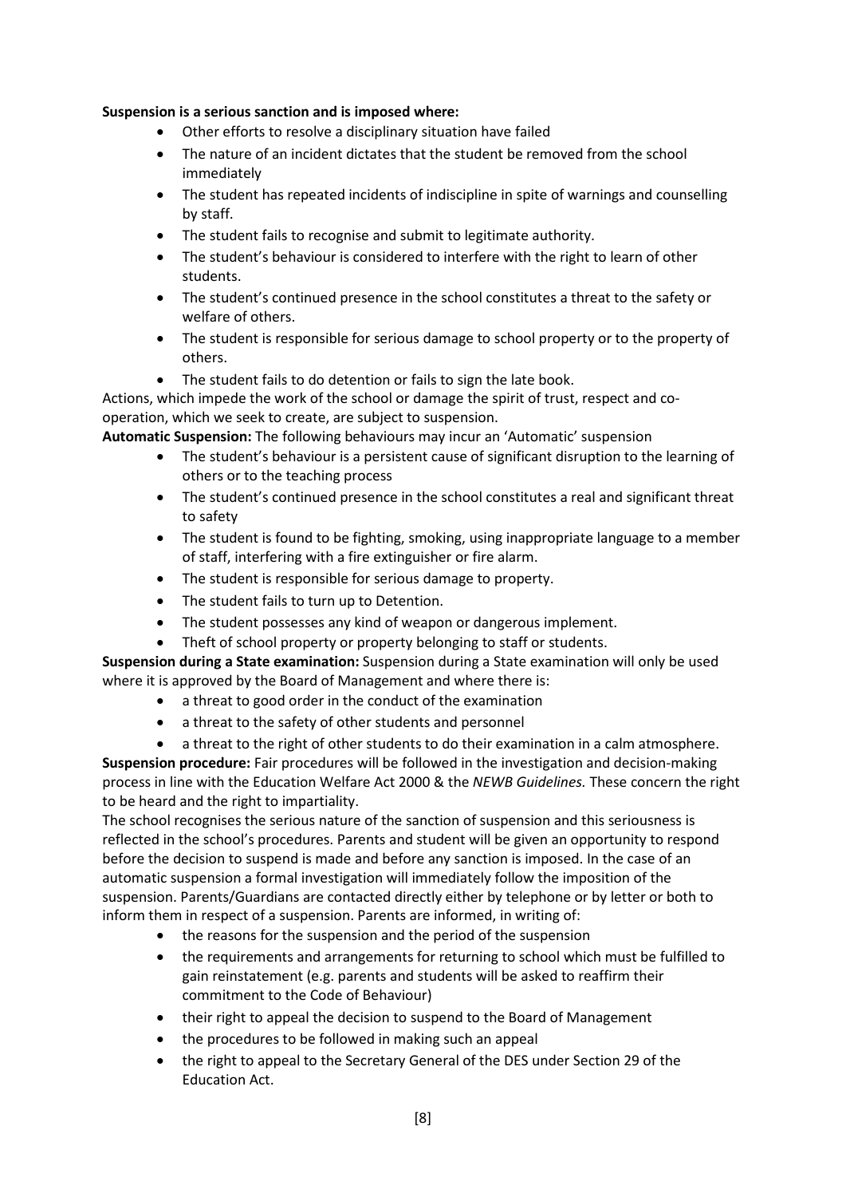**Suspension is a serious sanction and is imposed where:**

- Other efforts to resolve a disciplinary situation have failed
- The nature of an incident dictates that the student be removed from the school immediately
- The student has repeated incidents of indiscipline in spite of warnings and counselling by staff.
- The student fails to recognise and submit to legitimate authority.
- The student's behaviour is considered to interfere with the right to learn of other students.
- The student's continued presence in the school constitutes a threat to the safety or welfare of others.
- The student is responsible for serious damage to school property or to the property of others.
- The student fails to do detention or fails to sign the late book.

Actions, which impede the work of the school or damage the spirit of trust, respect and co-operation, which we seek to create, are subject to suspension.

**Automatic Suspension:** The following behaviours may incur an 'Automatic' suspension

- The student's behaviour is a persistent cause of significant disruption to the learning of others or to the teaching process
- The student's continued presence in the school constitutes a real and significant threat to safety
- The student is found to be fighting, smoking, using inappropriate language to a member of staff, interfering with a fire extinguisher or fire alarm.
- The student is responsible for serious damage to property.
- The student fails to turn up to Detention.
- The student possesses any kind of weapon or dangerous implement.
- Theft of school property or property belonging to staff or students.

**Suspension during a State examination:** Suspension during a State examination will only be used where it is approved by the Board of Management and where there is:

- a threat to good order in the conduct of the examination
- a threat to the safety of other students and personnel
- a threat to the right of other students to do their examination in a calm atmosphere.

**Suspension procedure:** Fair procedures will be followed in the investigation and decision-making process in line with the Education Welfare Act 2000 & the *NEWB Guidelines.* These concern the right to be heard and the right to impartiality.

The school recognises the serious nature of the sanction of suspension and this seriousness is reflected in the school's procedures. Parents and student will be given an opportunity to respond before the decision to suspend is made and before any sanction is imposed. In the case of an automatic suspension a formal investigation will immediately follow the imposition of the suspension. Parents/Guardians are contacted directly either by telephone or by letter or both to inform them in respect of a suspension. Parents are informed, in writing of:

- the reasons for the suspension and the period of the suspension
- the requirements and arrangements for returning to school which must be fulfilled to gain reinstatement (e.g. parents and students will be asked to reaffirm their commitment to the Code of Behaviour)
- their right to appeal the decision to suspend to the Board of Management
- the procedures to be followed in making such an appeal
- the right to appeal to the Secretary General of the DES under Section 29 of the Education Act.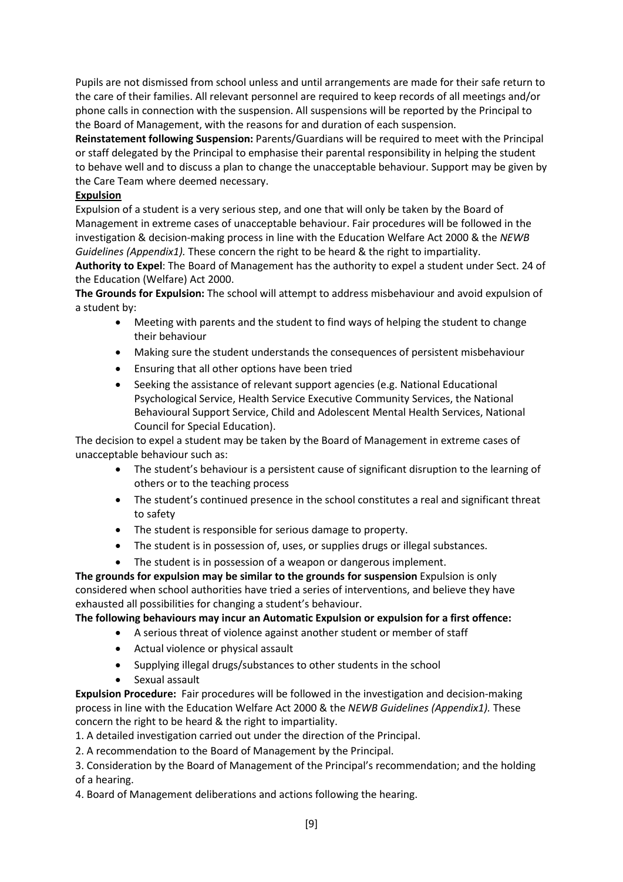Pupils are not dismissed from school unless and until arrangements are made for their safe return to the care of their families. All relevant personnel are required to keep records of all meetings and/or phone calls in connection with the suspension. All suspensions will be reported by the Principal to the Board of Management, with the reasons for and duration of each suspension.

**Reinstatement following Suspension:** Parents/Guardians will be required to meet with the Principal or staff delegated by the Principal to emphasise their parental responsibility in helping the student to behave well and to discuss a plan to change the unacceptable behaviour. Support may be given by the Care Team where deemed necessary.

**<u>Expulsion</u>**

Expulsion of a student is a very serious step, and one that will only be taken by the Board of Management in extreme cases of unacceptable behaviour. Fair procedures will be followed in the investigation & decision-making process in line with the Education Welfare Act 2000 & the *NEWB Guidelines (Appendix1).* These concern the right to be heard & the right to impartiality.

**Authority to Expel**: The Board of Management has the authority to expel a student under Sect. 24 of the Education (Welfare) Act 2000.

**The Grounds for Expulsion:** The school will attempt to address misbehaviour and avoid expulsion of a student by:

- Meeting with parents and the student to find ways of helping the student to change their behaviour
- Making sure the student understands the consequences of persistent misbehaviour
- Ensuring that all other options have been tried
- Seeking the assistance of relevant support agencies (e.g. National Educational Psychological Service, Health Service Executive Community Services, the National Behavioural Support Service, Child and Adolescent Mental Health Services, National Council for Special Education).

The decision to expel a student may be taken by the Board of Management in extreme cases of unacceptable behaviour such as:

- The student's behaviour is a persistent cause of significant disruption to the learning of others or to the teaching process
- The student's continued presence in the school constitutes a real and significant threat to safety
- The student is responsible for serious damage to property.
- The student is in possession of, uses, or supplies drugs or illegal substances.
- The student is in possession of a weapon or dangerous implement.

**The grounds for expulsion may be similar to the grounds for suspension** Expulsion is only considered when school authorities have tried a series of interventions, and believe they have exhausted all possibilities for changing a student's behaviour.

**The following behaviours may incur an Automatic Expulsion or expulsion for a first offence:**

- A serious threat of violence against another student or member of staff
- Actual violence or physical assault
- Supplying illegal drugs/substances to other students in the school
- Sexual assault

**Expulsion Procedure:** Fair procedures will be followed in the investigation and decision-making process in line with the Education Welfare Act 2000 & the *NEWB Guidelines (Appendix1).* These concern the right to be heard & the right to impartiality.

1. A detailed investigation carried out under the direction of the Principal.
2. A recommendation to the Board of Management by the Principal.
3. Consideration by the Board of Management of the Principal's recommendation; and the holding of a hearing.
4. Board of Management deliberations and actions following the hearing.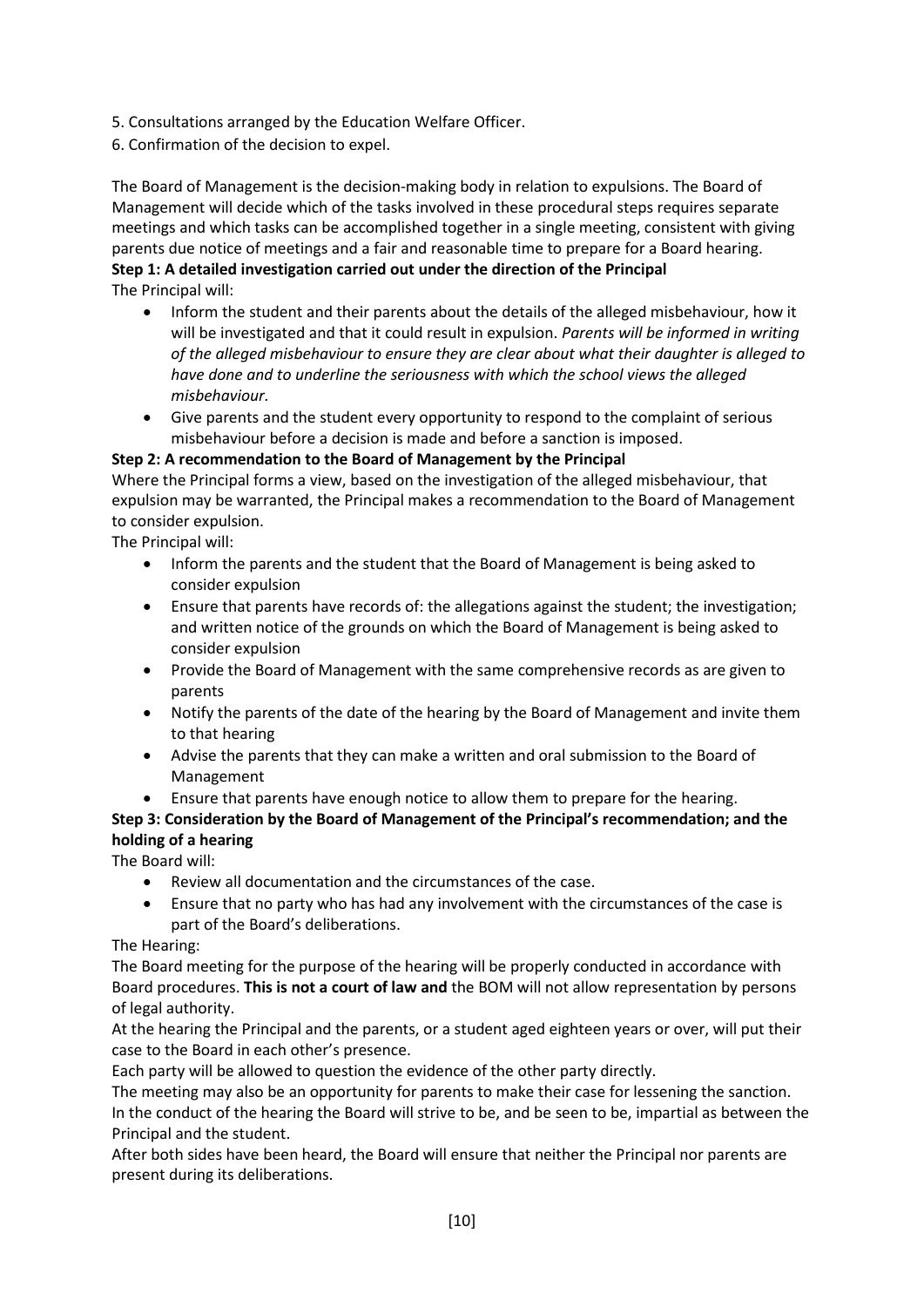5. Consultations arranged by the Education Welfare Officer.
6. Confirmation of the decision to expel.

The Board of Management is the decision-making body in relation to expulsions. The Board of Management will decide which of the tasks involved in these procedural steps requires separate meetings and which tasks can be accomplished together in a single meeting, consistent with giving parents due notice of meetings and a fair and reasonable time to prepare for a Board hearing.

**Step 1: A detailed investigation carried out under the direction of the Principal**

The Principal will:

- Inform the student and their parents about the details of the alleged misbehaviour, how it will be investigated and that it could result in expulsion. *Parents will be informed in writing of the alleged misbehaviour to ensure they are clear about what their daughter is alleged to have done and to underline the seriousness with which the school views the alleged misbehaviour.*
- Give parents and the student every opportunity to respond to the complaint of serious misbehaviour before a decision is made and before a sanction is imposed.

**Step 2: A recommendation to the Board of Management by the Principal**

Where the Principal forms a view, based on the investigation of the alleged misbehaviour, that expulsion may be warranted, the Principal makes a recommendation to the Board of Management to consider expulsion.

The Principal will:

- Inform the parents and the student that the Board of Management is being asked to consider expulsion
- Ensure that parents have records of: the allegations against the student; the investigation; and written notice of the grounds on which the Board of Management is being asked to consider expulsion
- Provide the Board of Management with the same comprehensive records as are given to parents
- Notify the parents of the date of the hearing by the Board of Management and invite them to that hearing
- Advise the parents that they can make a written and oral submission to the Board of Management
- Ensure that parents have enough notice to allow them to prepare for the hearing.

**Step 3: Consideration by the Board of Management of the Principal's recommendation; and the holding of a hearing**

The Board will:

- Review all documentation and the circumstances of the case.
- Ensure that no party who has had any involvement with the circumstances of the case is part of the Board's deliberations.

The Hearing:

The Board meeting for the purpose of the hearing will be properly conducted in accordance with Board procedures. **This is not a court of law and** the BOM will not allow representation by persons of legal authority.

At the hearing the Principal and the parents, or a student aged eighteen years or over, will put their case to the Board in each other's presence.

Each party will be allowed to question the evidence of the other party directly.

The meeting may also be an opportunity for parents to make their case for lessening the sanction.

In the conduct of the hearing the Board will strive to be, and be seen to be, impartial as between the Principal and the student.

After both sides have been heard, the Board will ensure that neither the Principal nor parents are present during its deliberations.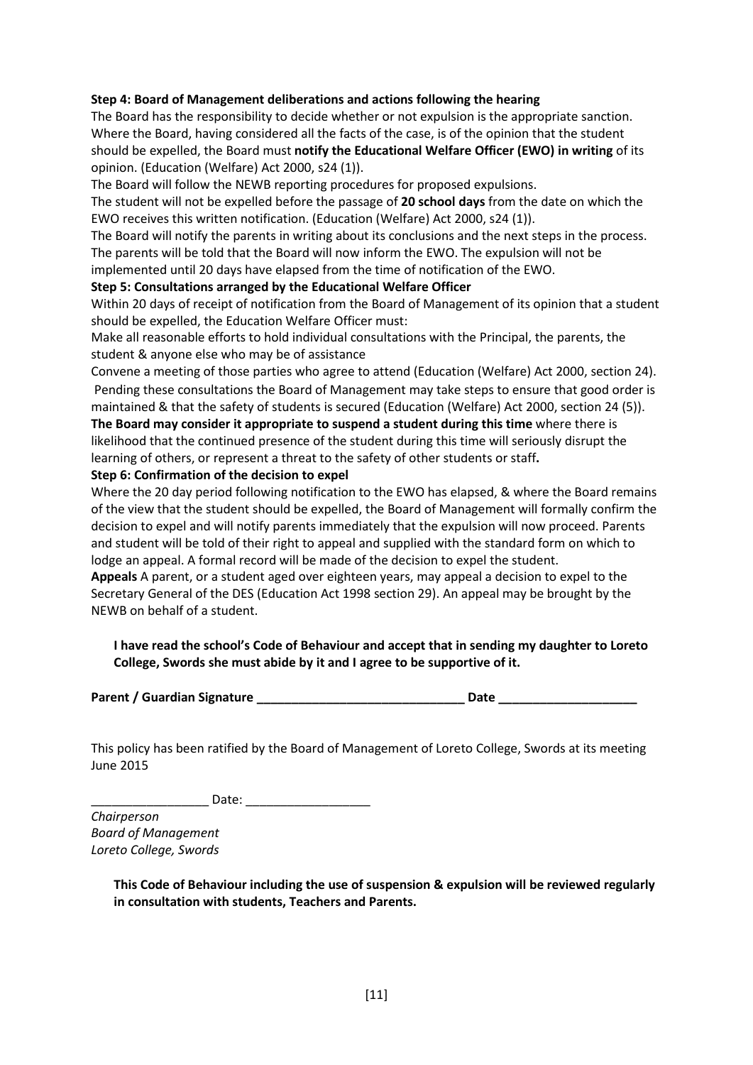**Step 4: Board of Management deliberations and actions following the hearing**

The Board has the responsibility to decide whether or not expulsion is the appropriate sanction. Where the Board, having considered all the facts of the case, is of the opinion that the student should be expelled, the Board must **notify the Educational Welfare Officer (EWO) in writing** of its opinion. (Education (Welfare) Act 2000, s24 (1)).

The Board will follow the NEWB reporting procedures for proposed expulsions.

The student will not be expelled before the passage of **20 school days** from the date on which the EWO receives this written notification. (Education (Welfare) Act 2000, s24 (1)).

The Board will notify the parents in writing about its conclusions and the next steps in the process. The parents will be told that the Board will now inform the EWO. The expulsion will not be implemented until 20 days have elapsed from the time of notification of the EWO.

**Step 5: Consultations arranged by the Educational Welfare Officer**

Within 20 days of receipt of notification from the Board of Management of its opinion that a student should be expelled, the Education Welfare Officer must:

Make all reasonable efforts to hold individual consultations with the Principal, the parents, the student & anyone else who may be of assistance

Convene a meeting of those parties who agree to attend (Education (Welfare) Act 2000, section 24).

Pending these consultations the Board of Management may take steps to ensure that good order is maintained & that the safety of students is secured (Education (Welfare) Act 2000, section 24 (5)).

**The Board may consider it appropriate to suspend a student during this time** where there is likelihood that the continued presence of the student during this time will seriously disrupt the learning of others, or represent a threat to the safety of other students or staff**.**

**Step 6: Confirmation of the decision to expel**

Where the 20 day period following notification to the EWO has elapsed, & where the Board remains of the view that the student should be expelled, the Board of Management will formally confirm the decision to expel and will notify parents immediately that the expulsion will now proceed. Parents and student will be told of their right to appeal and supplied with the standard form on which to lodge an appeal. A formal record will be made of the decision to expel the student.

**Appeals** A parent, or a student aged over eighteen years, may appeal a decision to expel to the Secretary General of the DES (Education Act 1998 section 29). An appeal may be brought by the NEWB on behalf of a student.

**I have read the school's Code of Behaviour and accept that in sending my daughter to Loreto College, Swords she must abide by it and I agree to be supportive of it.**

**Parent / Guardian Signature ______________________________ Date ____________________**

This policy has been ratified by the Board of Management of Loreto College, Swords at its meeting June 2015

_________________ Date: __________________

*Chairperson*
*Board of Management*
*Loreto College, Swords*

**This Code of Behaviour including the use of suspension & expulsion will be reviewed regularly in consultation with students, Teachers and Parents.**